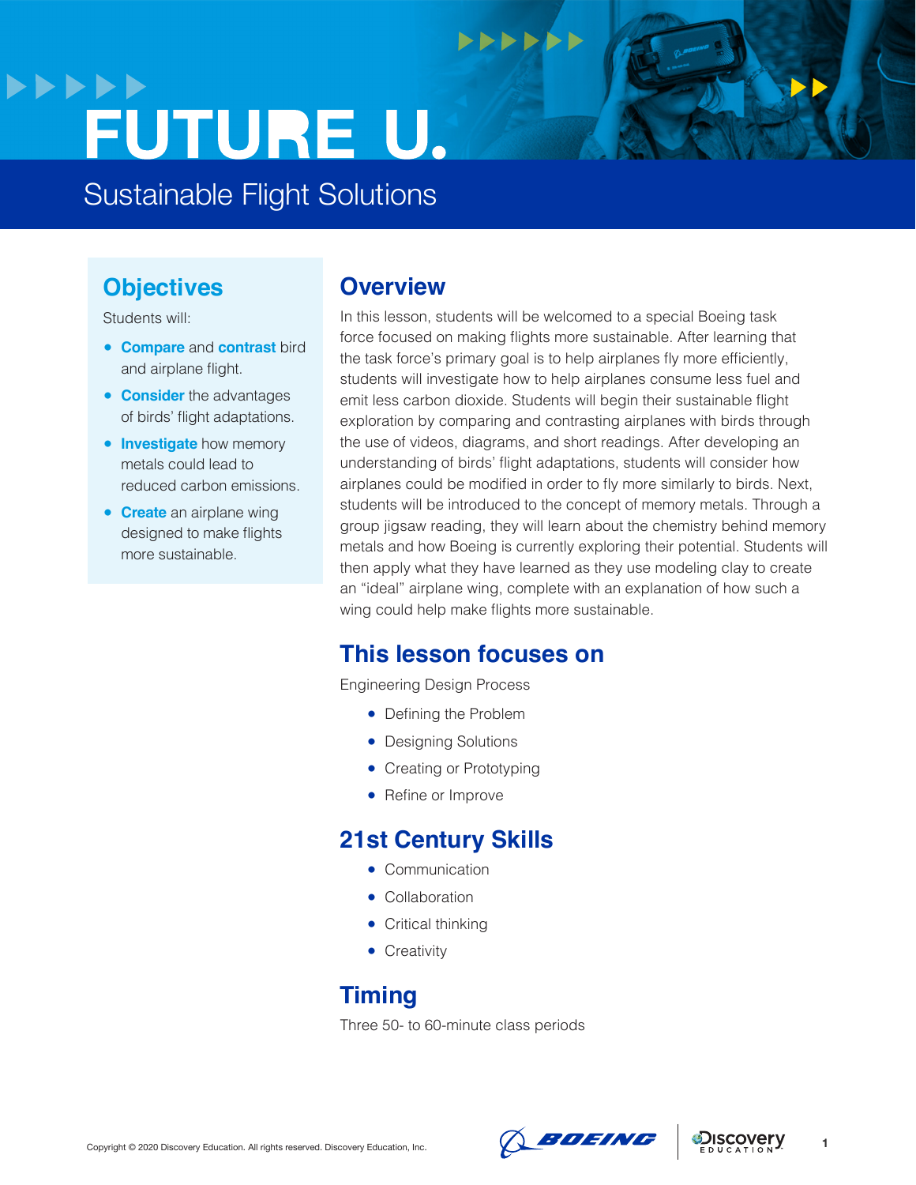# FUTURE U.

## Sustainable Flight Solutions

### Objectives

Students will:

- **Compare** and **contrast** bird and airplane flight.
- **Consider** the advantages of birds' flight adaptations.
- **Investigate** how memory metals could lead to reduced carbon emissions.
- **Create** an airplane wing designed to make flights more sustainable.

### Overview

In this lesson, students will be welcomed to a special Boeing task force focused on making flights more sustainable. After learning that the task force's primary goal is to help airplanes fly more efficiently, students will investigate how to help airplanes consume less fuel and emit less carbon dioxide. Students will begin their sustainable flight exploration by comparing and contrasting airplanes with birds through the use of videos, diagrams, and short readings. After developing an understanding of birds' flight adaptations, students will consider how airplanes could be modified in order to fly more similarly to birds. Next, students will be introduced to the concept of memory metals. Through a group jigsaw reading, they will learn about the chemistry behind memory metals and how Boeing is currently exploring their potential. Students will then apply what they have learned as they use modeling clay to create an "ideal" airplane wing, complete with an explanation of how such a wing could help make flights more sustainable.

### This lesson focuses on

Engineering Design Process

- Defining the Problem
- Designing Solutions
- Creating or Prototyping
- Refine or Improve

### 21st Century Skills

- Communication
- Collaboration
- Critical thinking
- Creativity

### Timing

Three 50- to 60-minute class periods

Copyright © 2020 Discovery Education. All rights reserved. Discovery Education, Inc.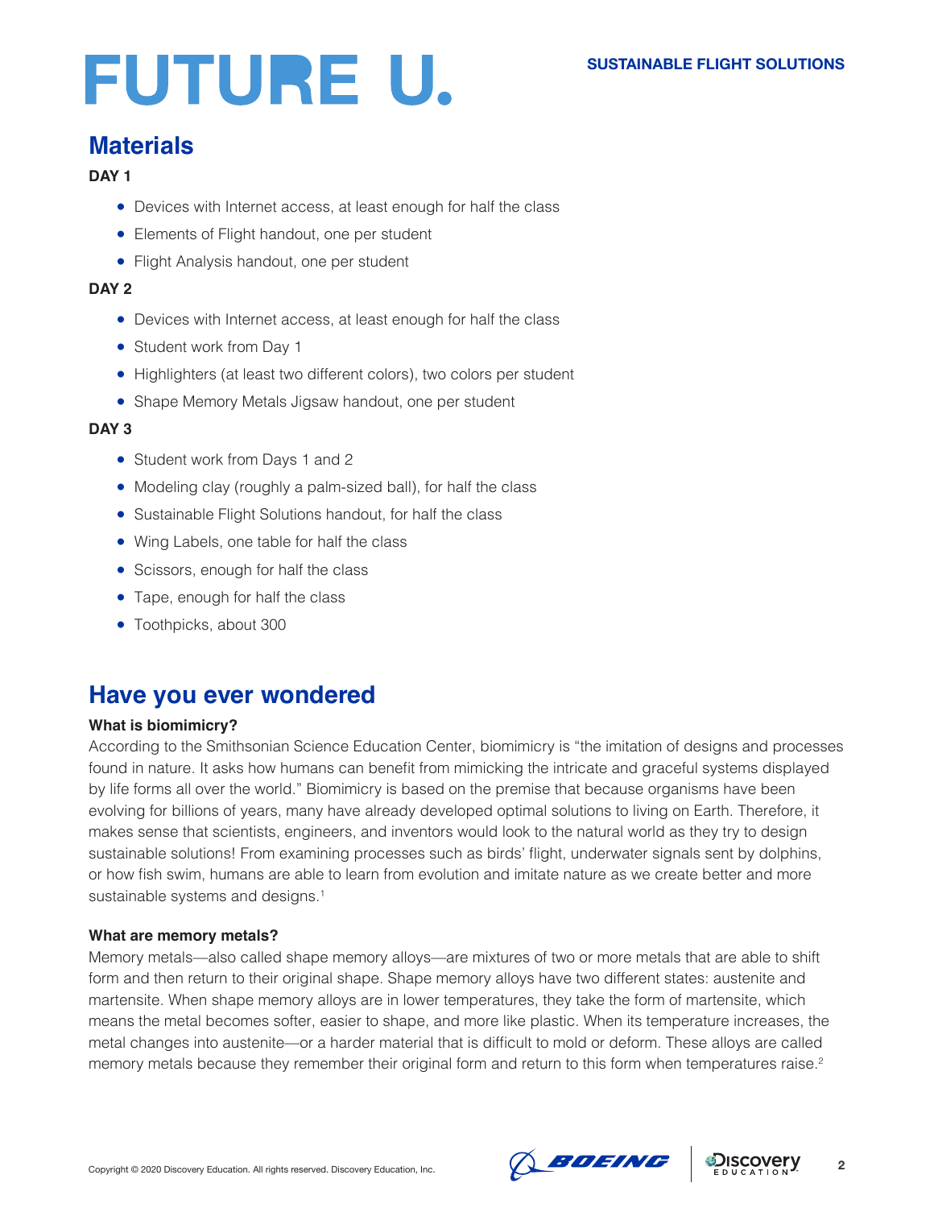## Materials

**DAY 1**

- Devices with Internet access, at least enough for half the class
- Elements of Flight handout, one per student
- Flight Analysis handout, one per student

**DAY 2**

- Devices with Internet access, at least enough for half the class
- Student work from Day 1
- Highlighters (at least two different colors), two colors per student
- Shape Memory Metals Jigsaw handout, one per student

**DAY 3**

- Student work from Days 1 and 2
- Modeling clay (roughly a palm-sized ball), for half the class
- Sustainable Flight Solutions handout, for half the class
- Wing Labels, one table for half the class
- Scissors, enough for half the class
- Tape, enough for half the class
- Toothpicks, about 300

## Have you ever wondered

**What is biomimicry?**

According to the Smithsonian Science Education Center, biomimicry is "the imitation of designs and processes found in nature. It asks how humans can benefit from mimicking the intricate and graceful systems displayed by life forms all over the world." Biomimicry is based on the premise that because organisms have been evolving for billions of years, many have already developed optimal solutions to living on Earth. Therefore, it makes sense that scientists, engineers, and inventors would look to the natural world as they try to design sustainable solutions! From examining processes such as birds' flight, underwater signals sent by dolphins, or how fish swim, humans are able to learn from evolution and imitate nature as we create better and more sustainable systems and designs.[1]

**What are memory metals?**

Memory metals—also called shape memory alloys—are mixtures of two or more metals that are able to shift form and then return to their original shape. Shape memory alloys have two different states: austenite and martensite. When shape memory alloys are in lower temperatures, they take the form of martensite, which means the metal becomes softer, easier to shape, and more like plastic. When its temperature increases, the metal changes into austenite—or a harder material that is difficult to mold or deform. These alloys are called memory metals because they remember their original form and return to this form when temperatures raise.[2]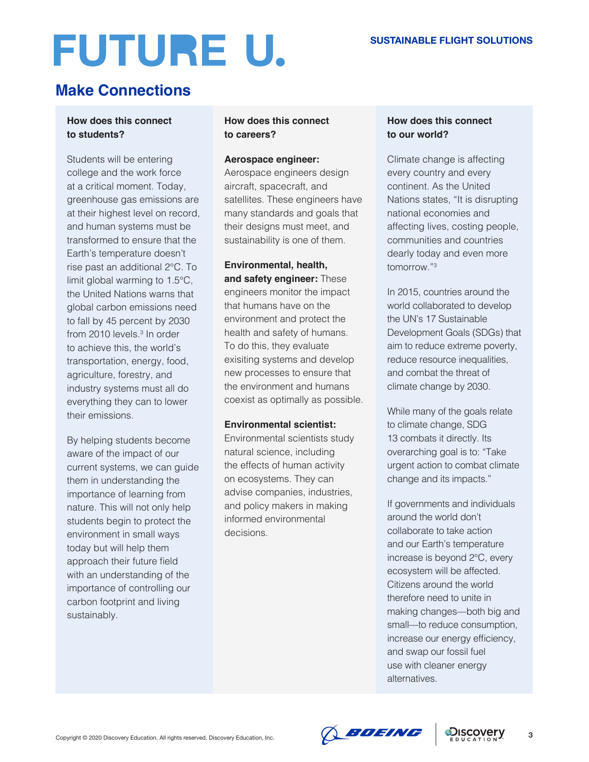# FUTURE U.

SUSTAINABLE FLIGHT SOLUTIONS

## Make Connections

### How does this connect to students?

Students will be entering college and the work force at a critical moment. Today, greenhouse gas emissions are at their highest level on record, and human systems must be transformed to ensure that the Earth's temperature doesn't rise past an additional 2°C. To limit global warming to 1.5°C, the United Nations warns that global carbon emissions need to fall by 45 percent by 2030 from 2010 levels.[3] In order to achieve this, the world's transportation, energy, food, agriculture, forestry, and industry systems must all do everything they can to lower their emissions.

By helping students become aware of the impact of our current systems, we can guide them in understanding the importance of learning from nature. This will not only help students begin to protect the environment in small ways today but will help them approach their future field with an understanding of the importance of controlling our carbon footprint and living sustainably.

### How does this connect to careers?

**Aerospace engineer:** Aerospace engineers design aircraft, spacecraft, and satellites. These engineers have many standards and goals that their designs must meet, and sustainability is one of them.

**Environmental, health, and safety engineer:** These engineers monitor the impact that humans have on the environment and protect the health and safety of humans. To do this, they evaluate exisiting systems and develop new processes to ensure that the environment and humans coexist as optimally as possible.

**Environmental scientist:** Environmental scientists study natural science, including the effects of human activity on ecosystems. They can advise companies, industries, and policy makers in making informed environmental decisions.

### How does this connect to our world?

Climate change is affecting every country and every continent. As the United Nations states, "It is disrupting national economies and affecting lives, costing people, communities and countries dearly today and even more tomorrow."[3]

In 2015, countries around the world collaborated to develop the UN's 17 Sustainable Development Goals (SDGs) that aim to reduce extreme poverty, reduce resource inequalities, and combat the threat of climate change by 2030.

While many of the goals relate to climate change, SDG 13 combats it directly. Its overarching goal is to: "Take urgent action to combat climate change and its impacts."

If governments and individuals around the world don't collaborate to take action and our Earth's temperature increase is beyond 2°C, every ecosystem will be affected. Citizens around the world therefore need to unite in making changes—both big and small—to reduce consumption, increase our energy efficiency, and swap our fossil fuel use with cleaner energy alternatives.

Copyright © 2020 Discovery Education. All rights reserved. Discovery Education, Inc.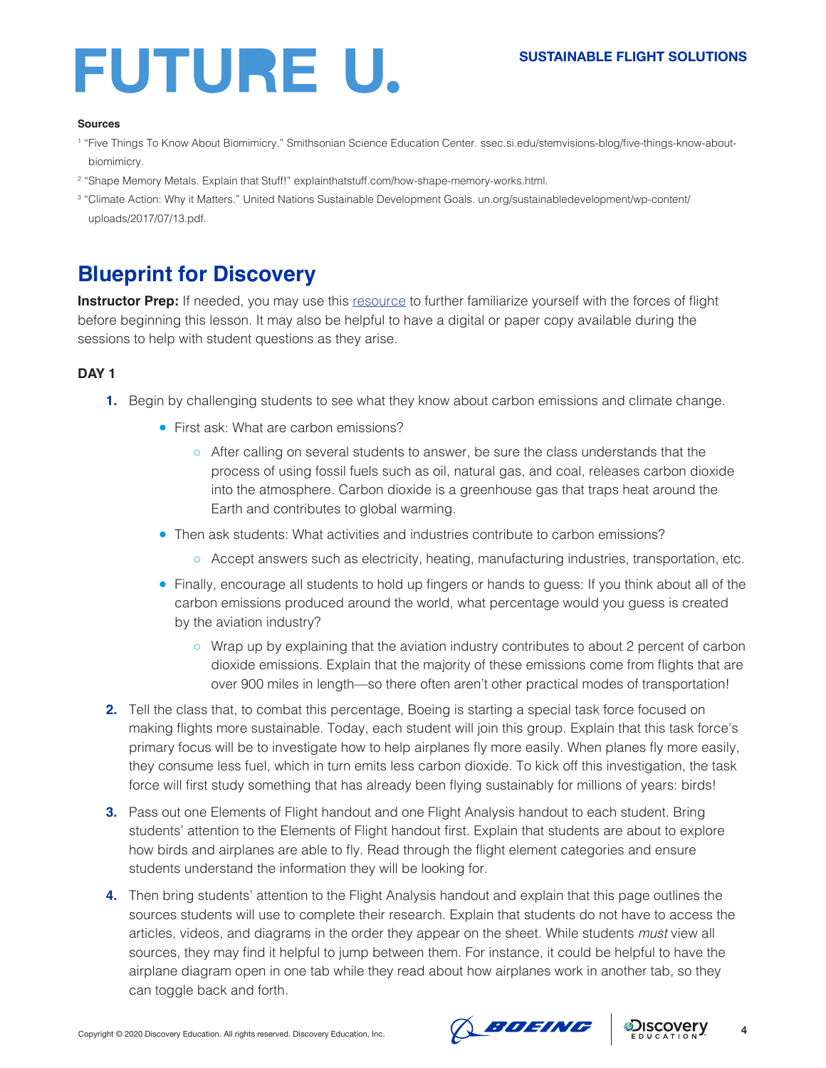**Sources**

[1] "Five Things To Know About Biomimicry." Smithsonian Science Education Center. ssec.si.edu/stemvisions-blog/five-things-know-about-biomimicry.

[2] "Shape Memory Metals. Explain that Stuff!" explainthatstuff.com/how-shape-memory-works.html.

[3] "Climate Action: Why it Matters." United Nations Sustainable Development Goals. un.org/sustainabledevelopment/wp-content/uploads/2017/07/13.pdf.

## Blueprint for Discovery

**Instructor Prep:** If needed, you may use this resource to further familiarize yourself with the forces of flight before beginning this lesson. It may also be helpful to have a digital or paper copy available during the sessions to help with student questions as they arise.

### DAY 1

1. Begin by challenging students to see what they know about carbon emissions and climate change.
   - First ask: What are carbon emissions?
     - After calling on several students to answer, be sure the class understands that the process of using fossil fuels such as oil, natural gas, and coal, releases carbon dioxide into the atmosphere. Carbon dioxide is a greenhouse gas that traps heat around the Earth and contributes to global warming.
   - Then ask students: What activities and industries contribute to carbon emissions?
     - Accept answers such as electricity, heating, manufacturing industries, transportation, etc.
   - Finally, encourage all students to hold up fingers or hands to guess: If you think about all of the carbon emissions produced around the world, what percentage would you guess is created by the aviation industry?
     - Wrap up by explaining that the aviation industry contributes to about 2 percent of carbon dioxide emissions. Explain that the majority of these emissions come from flights that are over 900 miles in length—so there often aren't other practical modes of transportation!
2. Tell the class that, to combat this percentage, Boeing is starting a special task force focused on making flights more sustainable. Today, each student will join this group. Explain that this task force's primary focus will be to investigate how to help airplanes fly more easily. When planes fly more easily, they consume less fuel, which in turn emits less carbon dioxide. To kick off this investigation, the task force will first study something that has already been flying sustainably for millions of years: birds!
3. Pass out one Elements of Flight handout and one Flight Analysis handout to each student. Bring students' attention to the Elements of Flight handout first. Explain that students are about to explore how birds and airplanes are able to fly. Read through the flight element categories and ensure students understand the information they will be looking for.
4. Then bring students' attention to the Flight Analysis handout and explain that this page outlines the sources students will use to complete their research. Explain that students do not have to access the articles, videos, and diagrams in the order they appear on the sheet. While students *must* view all sources, they may find it helpful to jump between them. For instance, it could be helpful to have the airplane diagram open in one tab while they read about how airplanes work in another tab, so they can toggle back and forth.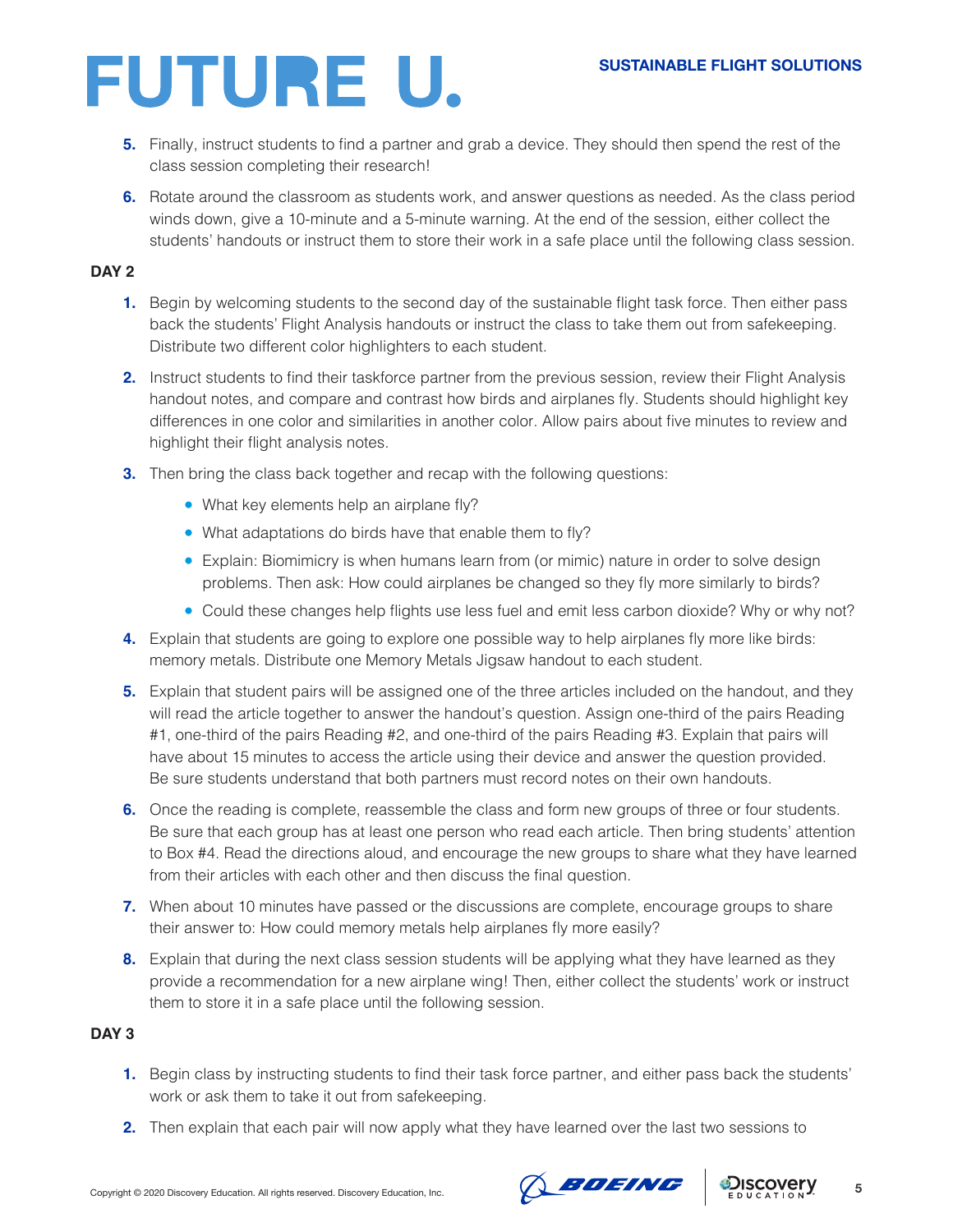5. Finally, instruct students to find a partner and grab a device. They should then spend the rest of the class session completing their research!

6. Rotate around the classroom as students work, and answer questions as needed. As the class period winds down, give a 10-minute and a 5-minute warning. At the end of the session, either collect the students' handouts or instruct them to store their work in a safe place until the following class session.

**DAY 2**

1. Begin by welcoming students to the second day of the sustainable flight task force. Then either pass back the students' Flight Analysis handouts or instruct the class to take them out from safekeeping. Distribute two different color highlighters to each student.

2. Instruct students to find their taskforce partner from the previous session, review their Flight Analysis handout notes, and compare and contrast how birds and airplanes fly. Students should highlight key differences in one color and similarities in another color. Allow pairs about five minutes to review and highlight their flight analysis notes.

3. Then bring the class back together and recap with the following questions:
   - What key elements help an airplane fly?
   - What adaptations do birds have that enable them to fly?
   - Explain: Biomimicry is when humans learn from (or mimic) nature in order to solve design problems. Then ask: How could airplanes be changed so they fly more similarly to birds?
   - Could these changes help flights use less fuel and emit less carbon dioxide? Why or why not?

4. Explain that students are going to explore one possible way to help airplanes fly more like birds: memory metals. Distribute one Memory Metals Jigsaw handout to each student.

5. Explain that student pairs will be assigned one of the three articles included on the handout, and they will read the article together to answer the handout's question. Assign one-third of the pairs Reading #1, one-third of the pairs Reading #2, and one-third of the pairs Reading #3. Explain that pairs will have about 15 minutes to access the article using their device and answer the question provided. Be sure students understand that both partners must record notes on their own handouts.

6. Once the reading is complete, reassemble the class and form new groups of three or four students. Be sure that each group has at least one person who read each article. Then bring students' attention to Box #4. Read the directions aloud, and encourage the new groups to share what they have learned from their articles with each other and then discuss the final question.

7. When about 10 minutes have passed or the discussions are complete, encourage groups to share their answer to: How could memory metals help airplanes fly more easily?

8. Explain that during the next class session students will be applying what they have learned as they provide a recommendation for a new airplane wing! Then, either collect the students' work or instruct them to store it in a safe place until the following session.

**DAY 3**

1. Begin class by instructing students to find their task force partner, and either pass back the students' work or ask them to take it out from safekeeping.

2. Then explain that each pair will now apply what they have learned over the last two sessions to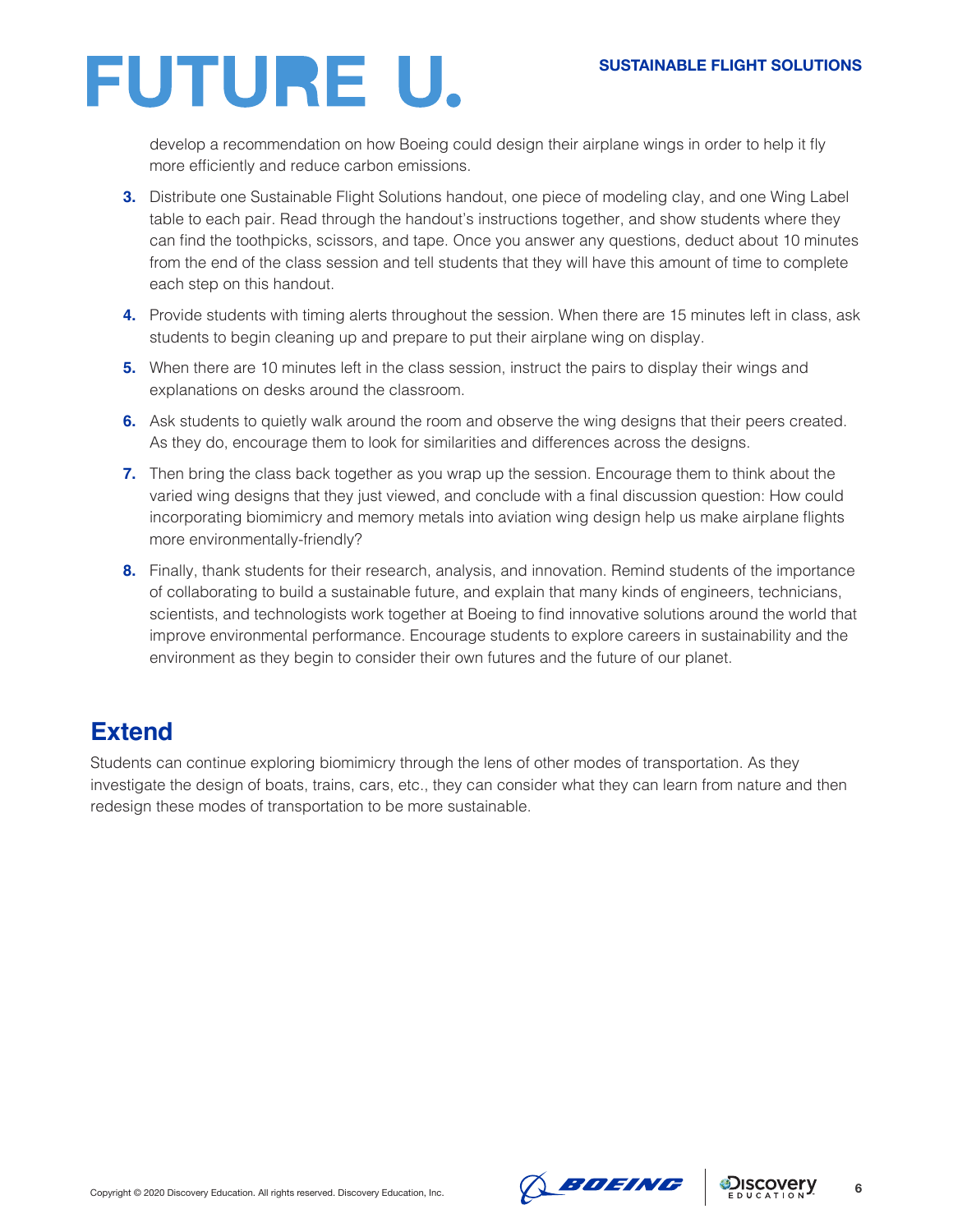develop a recommendation on how Boeing could design their airplane wings in order to help it fly more efficiently and reduce carbon emissions.

3. Distribute one Sustainable Flight Solutions handout, one piece of modeling clay, and one Wing Label table to each pair. Read through the handout's instructions together, and show students where they can find the toothpicks, scissors, and tape. Once you answer any questions, deduct about 10 minutes from the end of the class session and tell students that they will have this amount of time to complete each step on this handout.
4. Provide students with timing alerts throughout the session. When there are 15 minutes left in class, ask students to begin cleaning up and prepare to put their airplane wing on display.
5. When there are 10 minutes left in the class session, instruct the pairs to display their wings and explanations on desks around the classroom.
6. Ask students to quietly walk around the room and observe the wing designs that their peers created. As they do, encourage them to look for similarities and differences across the designs.
7. Then bring the class back together as you wrap up the session. Encourage them to think about the varied wing designs that they just viewed, and conclude with a final discussion question: How could incorporating biomimicry and memory metals into aviation wing design help us make airplane flights more environmentally-friendly?
8. Finally, thank students for their research, analysis, and innovation. Remind students of the importance of collaborating to build a sustainable future, and explain that many kinds of engineers, technicians, scientists, and technologists work together at Boeing to find innovative solutions around the world that improve environmental performance. Encourage students to explore careers in sustainability and the environment as they begin to consider their own futures and the future of our planet.

## Extend

Students can continue exploring biomimicry through the lens of other modes of transportation. As they investigate the design of boats, trains, cars, etc., they can consider what they can learn from nature and then redesign these modes of transportation to be more sustainable.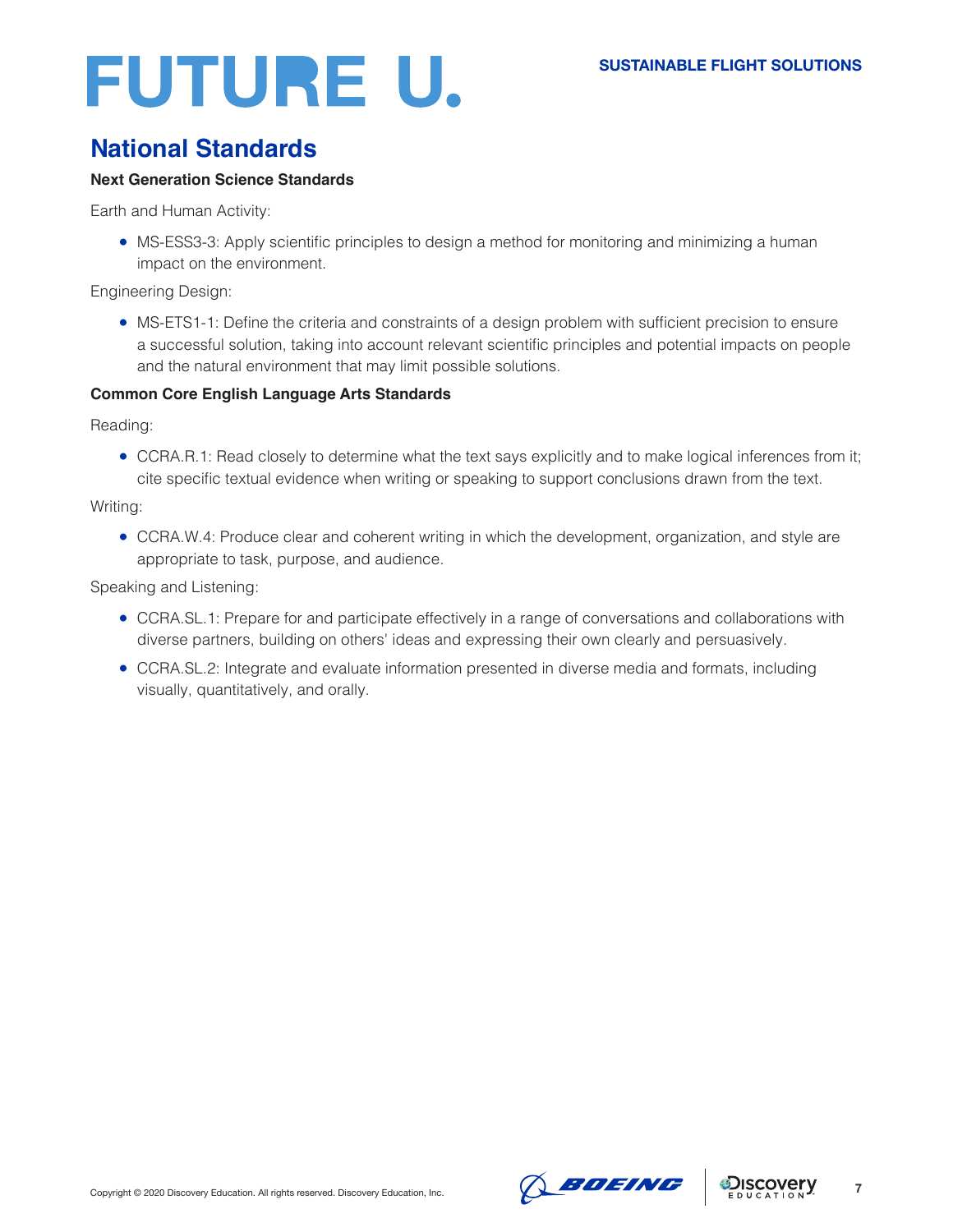## National Standards

**Next Generation Science Standards**

Earth and Human Activity:

- MS-ESS3-3: Apply scientific principles to design a method for monitoring and minimizing a human impact on the environment.

Engineering Design:

- MS-ETS1-1: Define the criteria and constraints of a design problem with sufficient precision to ensure a successful solution, taking into account relevant scientific principles and potential impacts on people and the natural environment that may limit possible solutions.

**Common Core English Language Arts Standards**

Reading:

- CCRA.R.1: Read closely to determine what the text says explicitly and to make logical inferences from it; cite specific textual evidence when writing or speaking to support conclusions drawn from the text.

Writing:

- CCRA.W.4: Produce clear and coherent writing in which the development, organization, and style are appropriate to task, purpose, and audience.

Speaking and Listening:

- CCRA.SL.1: Prepare for and participate effectively in a range of conversations and collaborations with diverse partners, building on others' ideas and expressing their own clearly and persuasively.
- CCRA.SL.2: Integrate and evaluate information presented in diverse media and formats, including visually, quantitatively, and orally.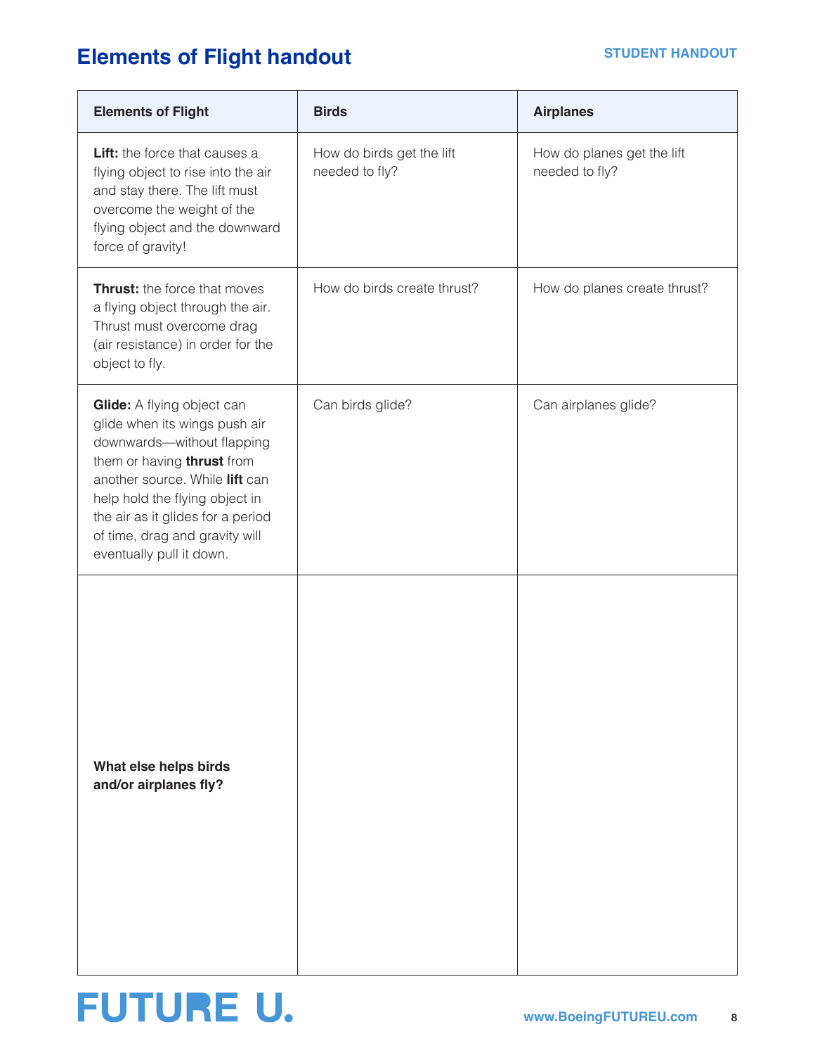# Elements of Flight handout

STUDENT HANDOUT

| Elements of Flight | Birds | Airplanes |
|---|---|---|
| **Lift:** the force that causes a flying object to rise into the air and stay there. The lift must overcome the weight of the flying object and the downward force of gravity! | How do birds get the lift needed to fly? | How do planes get the lift needed to fly? |
| **Thrust:** the force that moves a flying object through the air. Thrust must overcome drag (air resistance) in order for the object to fly. | How do birds create thrust? | How do planes create thrust? |
| **Glide:** A flying object can glide when its wings push air downwards—without flapping them or having **thrust** from another source. While **lift** can help hold the flying object in the air as it glides for a period of time, drag and gravity will eventually pull it down. | Can birds glide? | Can airplanes glide? |
| **What else helps birds and/or airplanes fly?** | | |

FUTURE U.

www.BoeingFUTUREU.com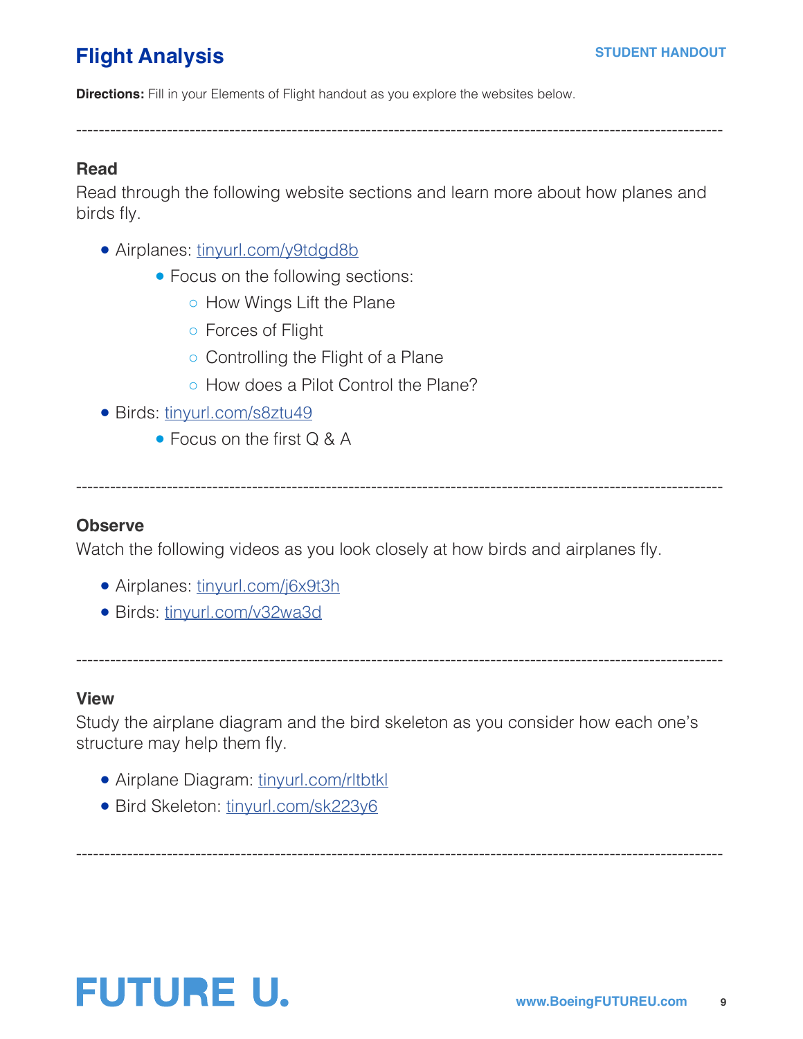# Flight Analysis

STUDENT HANDOUT

**Directions:** Fill in your Elements of Flight handout as you explore the websites below.

---

### Read

Read through the following website sections and learn more about how planes and birds fly.

- Airplanes: [tinyurl.com/y9tdgd8b](https://tinyurl.com/y9tdgd8b)
  - Focus on the following sections:
    - How Wings Lift the Plane
    - Forces of Flight
    - Controlling the Flight of a Plane
    - How does a Pilot Control the Plane?
- Birds: [tinyurl.com/s8ztu49](https://tinyurl.com/s8ztu49)
  - Focus on the first Q & A

---

### Observe

Watch the following videos as you look closely at how birds and airplanes fly.

- Airplanes: [tinyurl.com/j6x9t3h](https://tinyurl.com/j6x9t3h)
- Birds: [tinyurl.com/v32wa3d](https://tinyurl.com/v32wa3d)

---

### View

Study the airplane diagram and the bird skeleton as you consider how each one's structure may help them fly.

- Airplane Diagram: [tinyurl.com/rltbtkl](https://tinyurl.com/rltbtkl)
- Bird Skeleton: [tinyurl.com/sk223y6](https://tinyurl.com/sk223y6)

---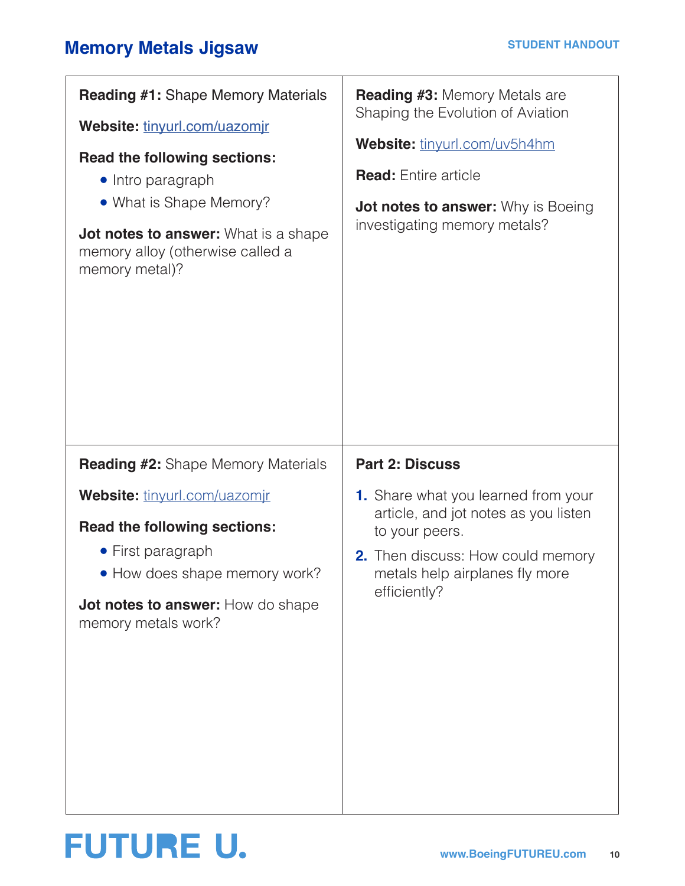# Memory Metals Jigsaw

STUDENT HANDOUT

**Reading #1:** Shape Memory Materials

**Website:** tinyurl.com/uazomjr

**Read the following sections:**

- Intro paragraph
- What is Shape Memory?

**Jot notes to answer:** What is a shape memory alloy (otherwise called a memory metal)?

**Reading #2:** Shape Memory Materials

**Website:** tinyurl.com/uazomjr

**Read the following sections:**

- First paragraph
- How does shape memory work?

**Jot notes to answer:** How do shape memory metals work?

**Reading #3:** Memory Metals are Shaping the Evolution of Aviation

**Website:** tinyurl.com/uv5h4hm

**Read:** Entire article

**Jot notes to answer:** Why is Boeing investigating memory metals?

**Part 2: Discuss**

1. Share what you learned from your article, and jot notes as you listen to your peers.
2. Then discuss: How could memory metals help airplanes fly more efficiently?

FUTURE U.

www.BoeingFUTUREU.com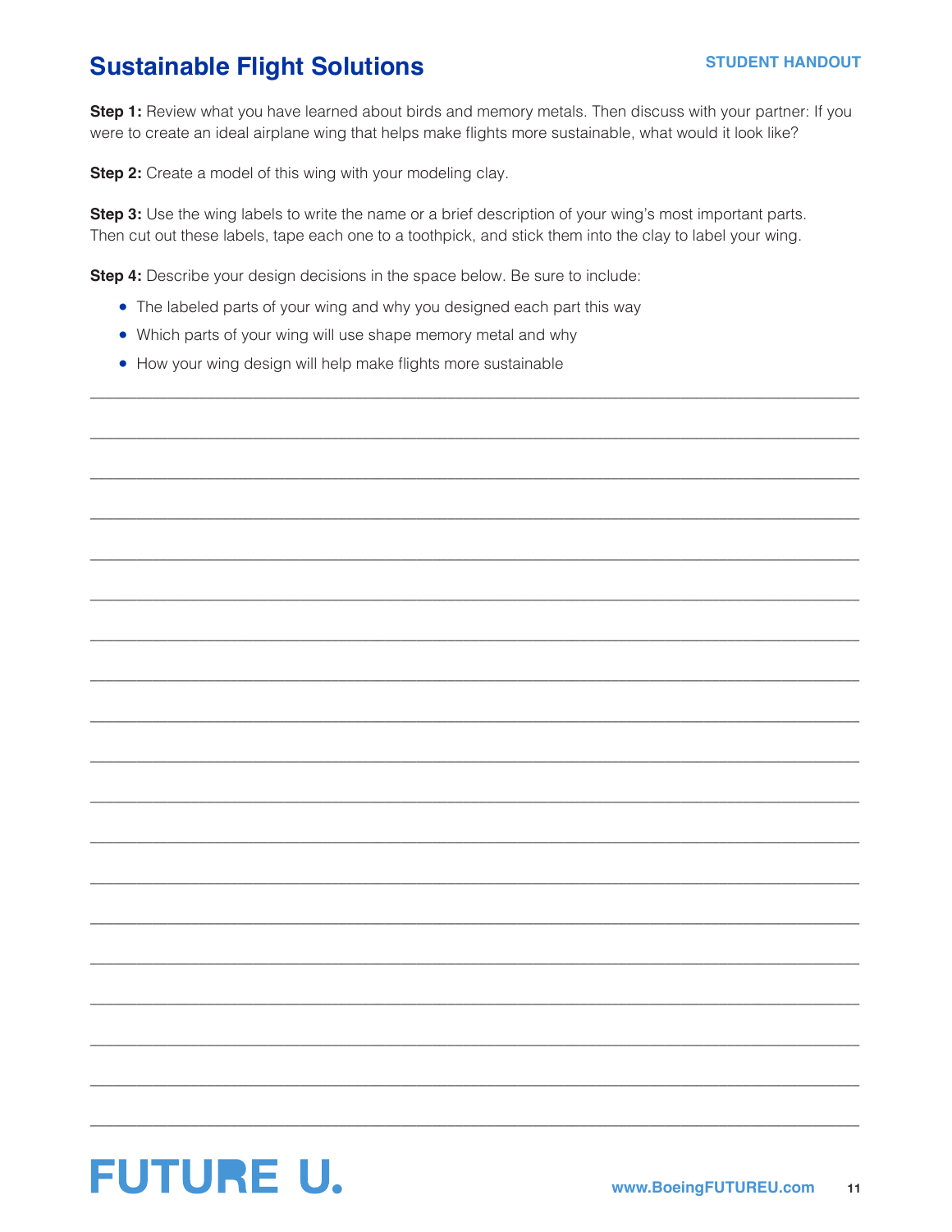# Sustainable Flight Solutions

STUDENT HANDOUT

**Step 1:** Review what you have learned about birds and memory metals. Then discuss with your partner: If you were to create an ideal airplane wing that helps make flights more sustainable, what would it look like?

**Step 2:** Create a model of this wing with your modeling clay.

**Step 3:** Use the wing labels to write the name or a brief description of your wing's most important parts. Then cut out these labels, tape each one to a toothpick, and stick them into the clay to label your wing.

**Step 4:** Describe your design decisions in the space below. Be sure to include:

- The labeled parts of your wing and why you designed each part this way
- Which parts of your wing will use shape memory metal and why
- How your wing design will help make flights more sustainable

_______________________________________________________________________________

_______________________________________________________________________________

_______________________________________________________________________________

_______________________________________________________________________________

_______________________________________________________________________________

_______________________________________________________________________________

_______________________________________________________________________________

_______________________________________________________________________________

_______________________________________________________________________________

_______________________________________________________________________________

_______________________________________________________________________________

_______________________________________________________________________________

_______________________________________________________________________________

_______________________________________________________________________________

_______________________________________________________________________________

_______________________________________________________________________________

_______________________________________________________________________________

_______________________________________________________________________________

_______________________________________________________________________________

FUTURE U.

www.BoeingFUTUREU.com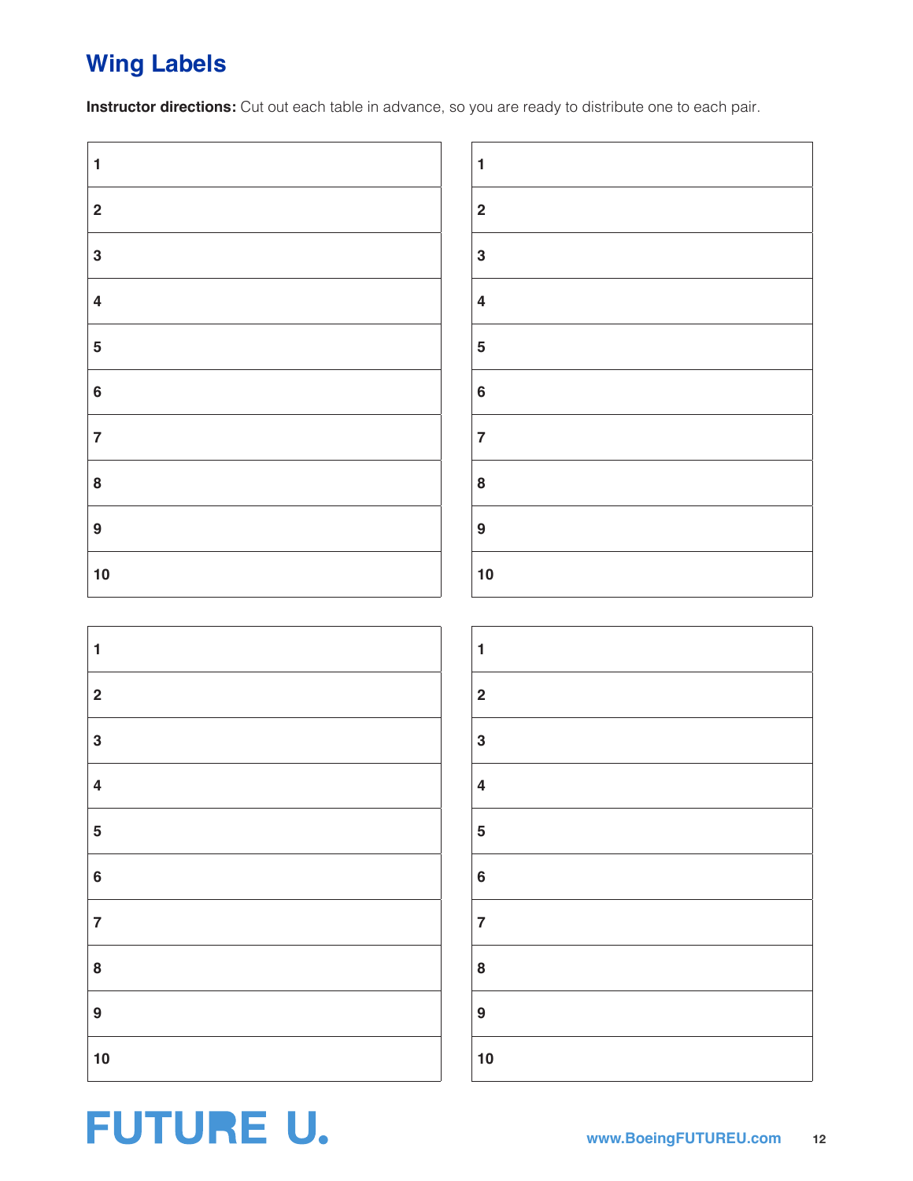## Wing Labels

**Instructor directions:** Cut out each table in advance, so you are ready to distribute one to each pair.

| | |
|---|---|
| 1 | |
| 2 | |
| 3 | |
| 4 | |
| 5 | |
| 6 | |
| 7 | |
| 8 | |
| 9 | |
| 10 | |

| | |
|---|---|
| 1 | |
| 2 | |
| 3 | |
| 4 | |
| 5 | |
| 6 | |
| 7 | |
| 8 | |
| 9 | |
| 10 | |

| | |
|---|---|
| 1 | |
| 2 | |
| 3 | |
| 4 | |
| 5 | |
| 6 | |
| 7 | |
| 8 | |
| 9 | |
| 10 | |

| | |
|---|---|
| 1 | |
| 2 | |
| 3 | |
| 4 | |
| 5 | |
| 6 | |
| 7 | |
| 8 | |
| 9 | |
| 10 | |

FUTURE U.

www.BoeingFUTUREU.com